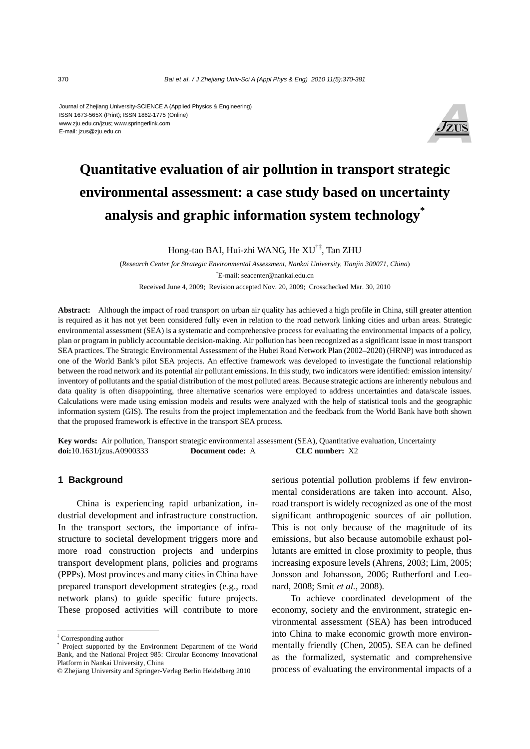Journal of Zhejiang University-SCIENCE A (Applied Physics & Engineering)
ISSN 1673-565X (Print); ISSN 1862-1775 (Online)
www.zju.edu.cn/jzus; www.springerlink.com
E-mail: jzus@zju.edu.cn

# Quantitative evaluation of air pollution in transport strategic environmental assessment: a case study based on uncertainty analysis and graphic information system technology*

Hong-tao BAI, Hui-zhi WANG, He XU[†‡], Tan ZHU

(*Research Center for Strategic Environmental Assessment, Nankai University, Tianjin 300071, China*)

[†]E-mail: seacenter@nankai.edu.cn

Received June 4, 2009; Revision accepted Nov. 20, 2009; Crosschecked Mar. 30, 2010

**Abstract:** Although the impact of road transport on urban air quality has achieved a high profile in China, still greater attention is required as it has not yet been considered fully even in relation to the road network linking cities and urban areas. Strategic environmental assessment (SEA) is a systematic and comprehensive process for evaluating the environmental impacts of a policy, plan or program in publicly accountable decision-making. Air pollution has been recognized as a significant issue in most transport SEA practices. The Strategic Environmental Assessment of the Hubei Road Network Plan (2002–2020) (HRNP) was introduced as one of the World Bank's pilot SEA projects. An effective framework was developed to investigate the functional relationship between the road network and its potential air pollutant emissions. In this study, two indicators were identified: emission intensity/inventory of pollutants and the spatial distribution of the most polluted areas. Because strategic actions are inherently nebulous and data quality is often disappointing, three alternative scenarios were employed to address uncertainties and data/scale issues. Calculations were made using emission models and results were analyzed with the help of statistical tools and the geographic information system (GIS). The results from the project implementation and the feedback from the World Bank have both shown that the proposed framework is effective in the transport SEA process.

**Key words:** Air pollution, Transport strategic environmental assessment (SEA), Quantitative evaluation, Uncertainty
**doi:**10.1631/jzus.A0900333 **Document code:** A **CLC number:** X2

## 1 Background

China is experiencing rapid urbanization, industrial development and infrastructure construction. In the transport sectors, the importance of infrastructure to societal development triggers more and more road construction projects and underpins transport development plans, policies and programs (PPPs). Most provinces and many cities in China have prepared transport development strategies (e.g., road network plans) to guide specific future projects. These proposed activities will contribute to more serious potential pollution problems if few environmental considerations are taken into account. Also, road transport is widely recognized as one of the most significant anthropogenic sources of air pollution. This is not only because of the magnitude of its emissions, but also because automobile exhaust pollutants are emitted in close proximity to people, thus increasing exposure levels (Ahrens, 2003; Lim, 2005; Jonsson and Johansson, 2006; Rutherford and Leonard, 2008; Smit *et al.*, 2008).

To achieve coordinated development of the economy, society and the environment, strategic environmental assessment (SEA) has been introduced into China to make economic growth more environmentally friendly (Chen, 2005). SEA can be defined as the formalized, systematic and comprehensive process of evaluating the environmental impacts of a

---

‡ Corresponding author

\* Project supported by the Environment Department of the World Bank, and the National Project 985: Circular Economy Innovational Platform in Nankai University, China

© Zhejiang University and Springer-Verlag Berlin Heidelberg 2010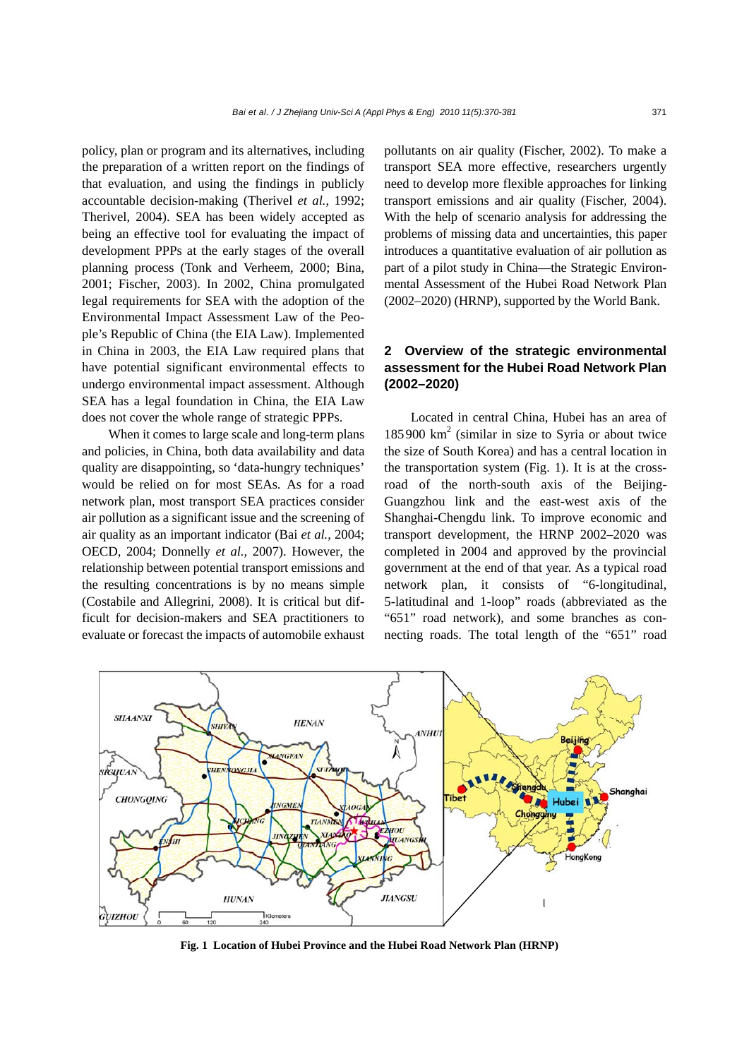policy, plan or program and its alternatives, including the preparation of a written report on the findings of that evaluation, and using the findings in publicly accountable decision-making (Therivel *et al.*, 1992; Therivel, 2004). SEA has been widely accepted as being an effective tool for evaluating the impact of development PPPs at the early stages of the overall planning process (Tonk and Verheem, 2000; Bina, 2001; Fischer, 2003). In 2002, China promulgated legal requirements for SEA with the adoption of the Environmental Impact Assessment Law of the People's Republic of China (the EIA Law). Implemented in China in 2003, the EIA Law required plans that have potential significant environmental effects to undergo environmental impact assessment. Although SEA has a legal foundation in China, the EIA Law does not cover the whole range of strategic PPPs.

When it comes to large scale and long-term plans and policies, in China, both data availability and data quality are disappointing, so 'data-hungry techniques' would be relied on for most SEAs. As for a road network plan, most transport SEA practices consider air pollution as a significant issue and the screening of air quality as an important indicator (Bai *et al.*, 2004; OECD, 2004; Donnelly *et al.*, 2007). However, the relationship between potential transport emissions and the resulting concentrations is by no means simple (Costabile and Allegrini, 2008). It is critical but difficult for decision-makers and SEA practitioners to evaluate or forecast the impacts of automobile exhaust pollutants on air quality (Fischer, 2002). To make a transport SEA more effective, researchers urgently need to develop more flexible approaches for linking transport emissions and air quality (Fischer, 2004). With the help of scenario analysis for addressing the problems of missing data and uncertainties, this paper introduces a quantitative evaluation of air pollution as part of a pilot study in China—the Strategic Environmental Assessment of the Hubei Road Network Plan (2002–2020) (HRNP), supported by the World Bank.

## 2 Overview of the strategic environmental assessment for the Hubei Road Network Plan (2002–2020)

Located in central China, Hubei has an area of 185900 km$^2$ (similar in size to Syria or about twice the size of South Korea) and has a central location in the transportation system (Fig. 1). It is at the crossroad of the north-south axis of the Beijing-Guangzhou link and the east-west axis of the Shanghai-Chengdu link. To improve economic and transport development, the HRNP 2002–2020 was completed in 2004 and approved by the provincial government at the end of that year. As a typical road network plan, it consists of "6-longitudinal, 5-latitudinal and 1-loop" roads (abbreviated as the "651" road network), and some branches as connecting roads. The total length of the "651" road

**Fig. 1 Location of Hubei Province and the Hubei Road Network Plan (HRNP)**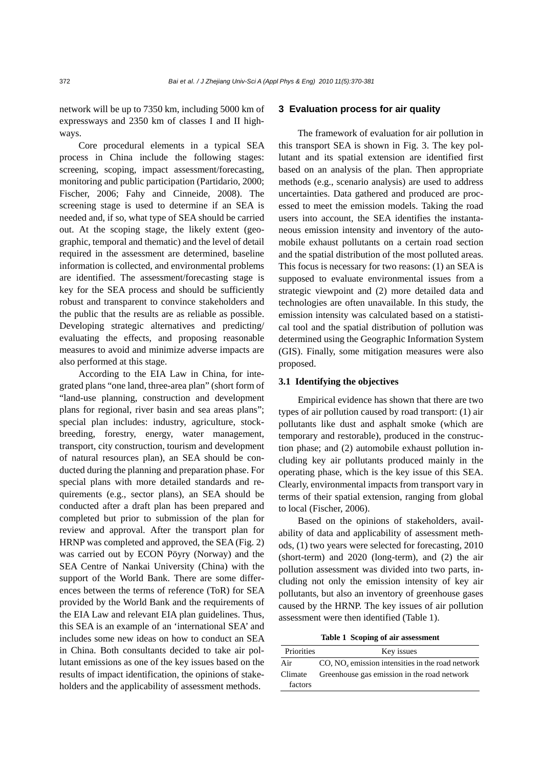network will be up to 7350 km, including 5000 km of expressways and 2350 km of classes I and II highways.

Core procedural elements in a typical SEA process in China include the following stages: screening, scoping, impact assessment/forecasting, monitoring and public participation (Partidario, 2000; Fischer, 2006; Fahy and Cinneide, 2008). The screening stage is used to determine if an SEA is needed and, if so, what type of SEA should be carried out. At the scoping stage, the likely extent (geographic, temporal and thematic) and the level of detail required in the assessment are determined, baseline information is collected, and environmental problems are identified. The assessment/forecasting stage is key for the SEA process and should be sufficiently robust and transparent to convince stakeholders and the public that the results are as reliable as possible. Developing strategic alternatives and predicting/evaluating the effects, and proposing reasonable measures to avoid and minimize adverse impacts are also performed at this stage.

According to the EIA Law in China, for integrated plans "one land, three-area plan" (short form of "land-use planning, construction and development plans for regional, river basin and sea areas plans"; special plan includes: industry, agriculture, stockbreeding, forestry, energy, water management, transport, city construction, tourism and development of natural resources plan), an SEA should be conducted during the planning and preparation phase. For special plans with more detailed standards and requirements (e.g., sector plans), an SEA should be conducted after a draft plan has been prepared and completed but prior to submission of the plan for review and approval. After the transport plan for HRNP was completed and approved, the SEA (Fig. 2) was carried out by ECON Pöyry (Norway) and the SEA Centre of Nankai University (China) with the support of the World Bank. There are some differences between the terms of reference (ToR) for SEA provided by the World Bank and the requirements of the EIA Law and relevant EIA plan guidelines. Thus, this SEA is an example of an 'international SEA' and includes some new ideas on how to conduct an SEA in China. Both consultants decided to take air pollutant emissions as one of the key issues based on the results of impact identification, the opinions of stakeholders and the applicability of assessment methods.

## 3 Evaluation process for air quality

The framework of evaluation for air pollution in this transport SEA is shown in Fig. 3. The key pollutant and its spatial extension are identified first based on an analysis of the plan. Then appropriate methods (e.g., scenario analysis) are used to address uncertainties. Data gathered and produced are processed to meet the emission models. Taking the road users into account, the SEA identifies the instantaneous emission intensity and inventory of the automobile exhaust pollutants on a certain road section and the spatial distribution of the most polluted areas. This focus is necessary for two reasons: (1) an SEA is supposed to evaluate environmental issues from a strategic viewpoint and (2) more detailed data and technologies are often unavailable. In this study, the emission intensity was calculated based on a statistical tool and the spatial distribution of pollution was determined using the Geographic Information System (GIS). Finally, some mitigation measures were also proposed.

### 3.1 Identifying the objectives

Empirical evidence has shown that there are two types of air pollution caused by road transport: (1) air pollutants like dust and asphalt smoke (which are temporary and restorable), produced in the construction phase; and (2) automobile exhaust pollution including key air pollutants produced mainly in the operating phase, which is the key issue of this SEA. Clearly, environmental impacts from transport vary in terms of their spatial extension, ranging from global to local (Fischer, 2006).

Based on the opinions of stakeholders, availability of data and applicability of assessment methods, (1) two years were selected for forecasting, 2010 (short-term) and 2020 (long-term), and (2) the air pollution assessment was divided into two parts, including not only the emission intensity of key air pollutants, but also an inventory of greenhouse gases caused by the HRNP. The key issues of air pollution assessment were then identified (Table 1).

**Table 1 Scoping of air assessment**

| Priorities | Key issues |
|---|---|
| Air | CO, $NO_x$ emission intensities in the road network |
| Climate factors | Greenhouse gas emission in the road network |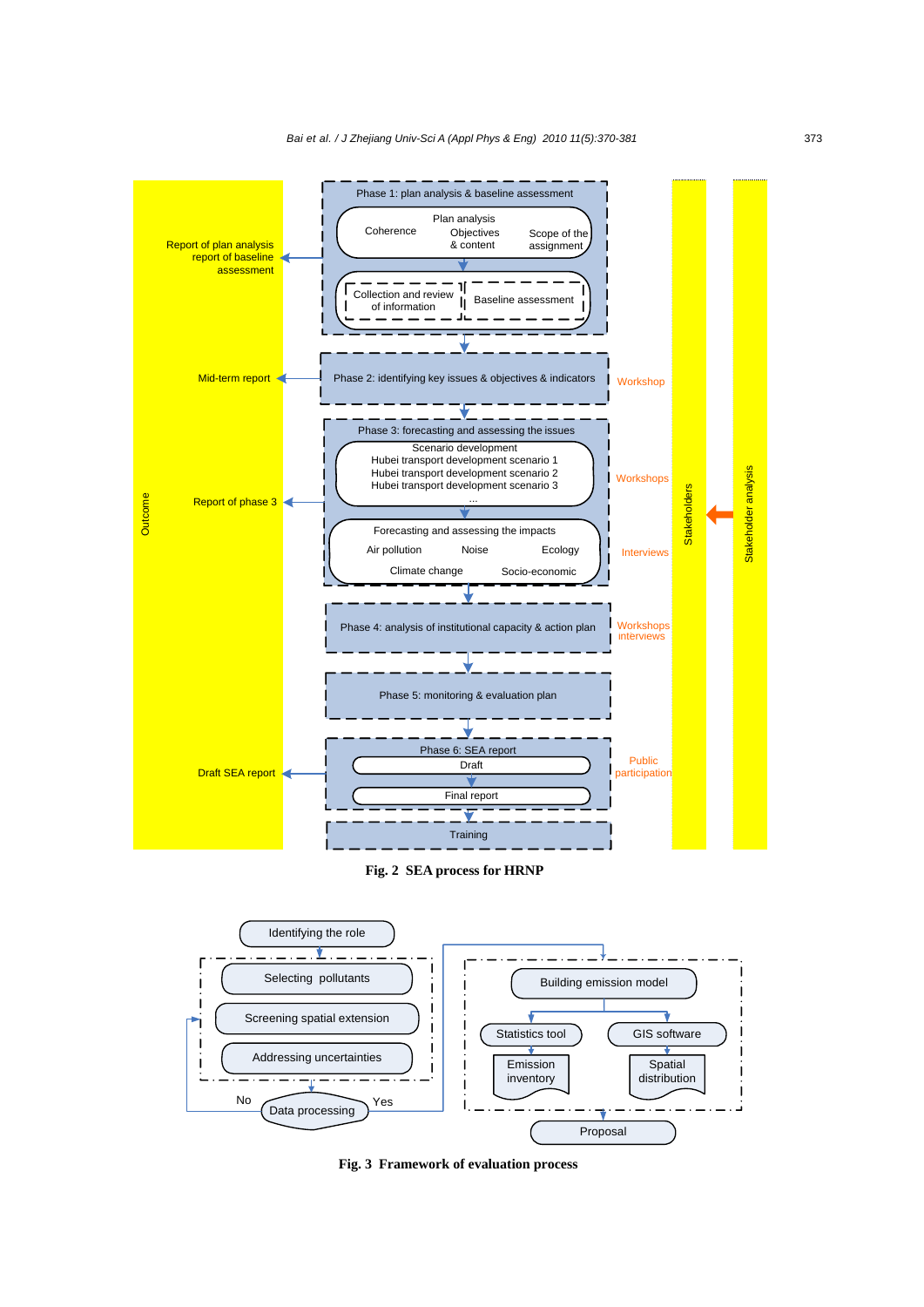Phase 1: plan analysis & baseline assessment

- Plan analysis: Coherence; Objectives & content; Scope of the assignment
- Collection and review of information; Baseline assessment

Phase 2: identifying key issues & objectives & indicators

Phase 3: forecasting and assessing the issues

- Scenario development: Hubei transport development scenario 1; Hubei transport development scenario 2; Hubei transport development scenario 3; ...
- Forecasting and assessing the impacts: Air pollution; Noise; Ecology; Climate change; Socio-economic

Phase 4: analysis of institutional capacity & action plan

Phase 5: monitoring & evaluation plan

Phase 6: SEA report

- Draft
- Final report

Training

Outcome: Report of plan analysis report of baseline assessment; Mid-term report; Report of phase 3; Draft SEA report

Workshop; Workshops; Interviews; Workshops interviews; Public participation

Stakeholders; Stakeholder analysis

**Fig. 2 SEA process for HRNP**

Identifying the role → Selecting pollutants; Screening spatial extension; Addressing uncertainties → Data processing (No / Yes) → Building emission model → Statistics tool → Emission inventory; GIS software → Spatial distribution → Proposal

**Fig. 3 Framework of evaluation process**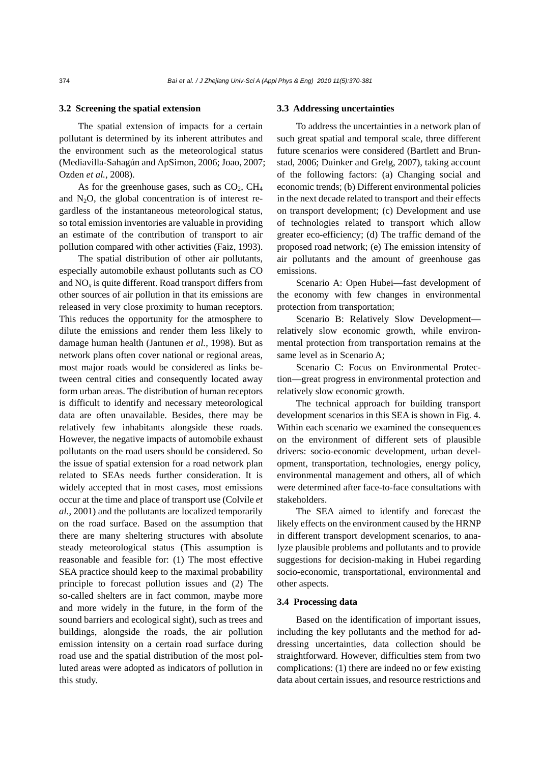### 3.2 Screening the spatial extension

The spatial extension of impacts for a certain pollutant is determined by its inherent attributes and the environment such as the meteorological status (Mediavilla-Sahagún and ApSimon, 2006; Joao, 2007; Ozden *et al.*, 2008).

As for the greenhouse gases, such as $CO_2$, $CH_4$ and $N_2O$, the global concentration is of interest regardless of the instantaneous meteorological status, so total emission inventories are valuable in providing an estimate of the contribution of transport to air pollution compared with other activities (Faiz, 1993).

The spatial distribution of other air pollutants, especially automobile exhaust pollutants such as CO and $NO_x$ is quite different. Road transport differs from other sources of air pollution in that its emissions are released in very close proximity to human receptors. This reduces the opportunity for the atmosphere to dilute the emissions and render them less likely to damage human health (Jantunen *et al.*, 1998). But as network plans often cover national or regional areas, most major roads would be considered as links between central cities and consequently located away form urban areas. The distribution of human receptors is difficult to identify and necessary meteorological data are often unavailable. Besides, there may be relatively few inhabitants alongside these roads. However, the negative impacts of automobile exhaust pollutants on the road users should be considered. So the issue of spatial extension for a road network plan related to SEAs needs further consideration. It is widely accepted that in most cases, most emissions occur at the time and place of transport use (Colvile *et al.*, 2001) and the pollutants are localized temporarily on the road surface. Based on the assumption that there are many sheltering structures with absolute steady meteorological status (This assumption is reasonable and feasible for: (1) The most effective SEA practice should keep to the maximal probability principle to forecast pollution issues and (2) The so-called shelters are in fact common, maybe more and more widely in the future, in the form of the sound barriers and ecological sight), such as trees and buildings, alongside the roads, the air pollution emission intensity on a certain road surface during road use and the spatial distribution of the most polluted areas were adopted as indicators of pollution in this study.

### 3.3 Addressing uncertainties

To address the uncertainties in a network plan of such great spatial and temporal scale, three different future scenarios were considered (Bartlett and Brunstad, 2006; Duinker and Grelg, 2007), taking account of the following factors: (a) Changing social and economic trends; (b) Different environmental policies in the next decade related to transport and their effects on transport development; (c) Development and use of technologies related to transport which allow greater eco-efficiency; (d) The traffic demand of the proposed road network; (e) The emission intensity of air pollutants and the amount of greenhouse gas emissions.

Scenario A: Open Hubei—fast development of the economy with few changes in environmental protection from transportation;

Scenario B: Relatively Slow Development—relatively slow economic growth, while environmental protection from transportation remains at the same level as in Scenario A;

Scenario C: Focus on Environmental Protection—great progress in environmental protection and relatively slow economic growth.

The technical approach for building transport development scenarios in this SEA is shown in Fig. 4. Within each scenario we examined the consequences on the environment of different sets of plausible drivers: socio-economic development, urban development, transportation, technologies, energy policy, environmental management and others, all of which were determined after face-to-face consultations with stakeholders.

The SEA aimed to identify and forecast the likely effects on the environment caused by the HRNP in different transport development scenarios, to analyze plausible problems and pollutants and to provide suggestions for decision-making in Hubei regarding socio-economic, transportational, environmental and other aspects.

### 3.4 Processing data

Based on the identification of important issues, including the key pollutants and the method for addressing uncertainties, data collection should be straightforward. However, difficulties stem from two complications: (1) there are indeed no or few existing data about certain issues, and resource restrictions and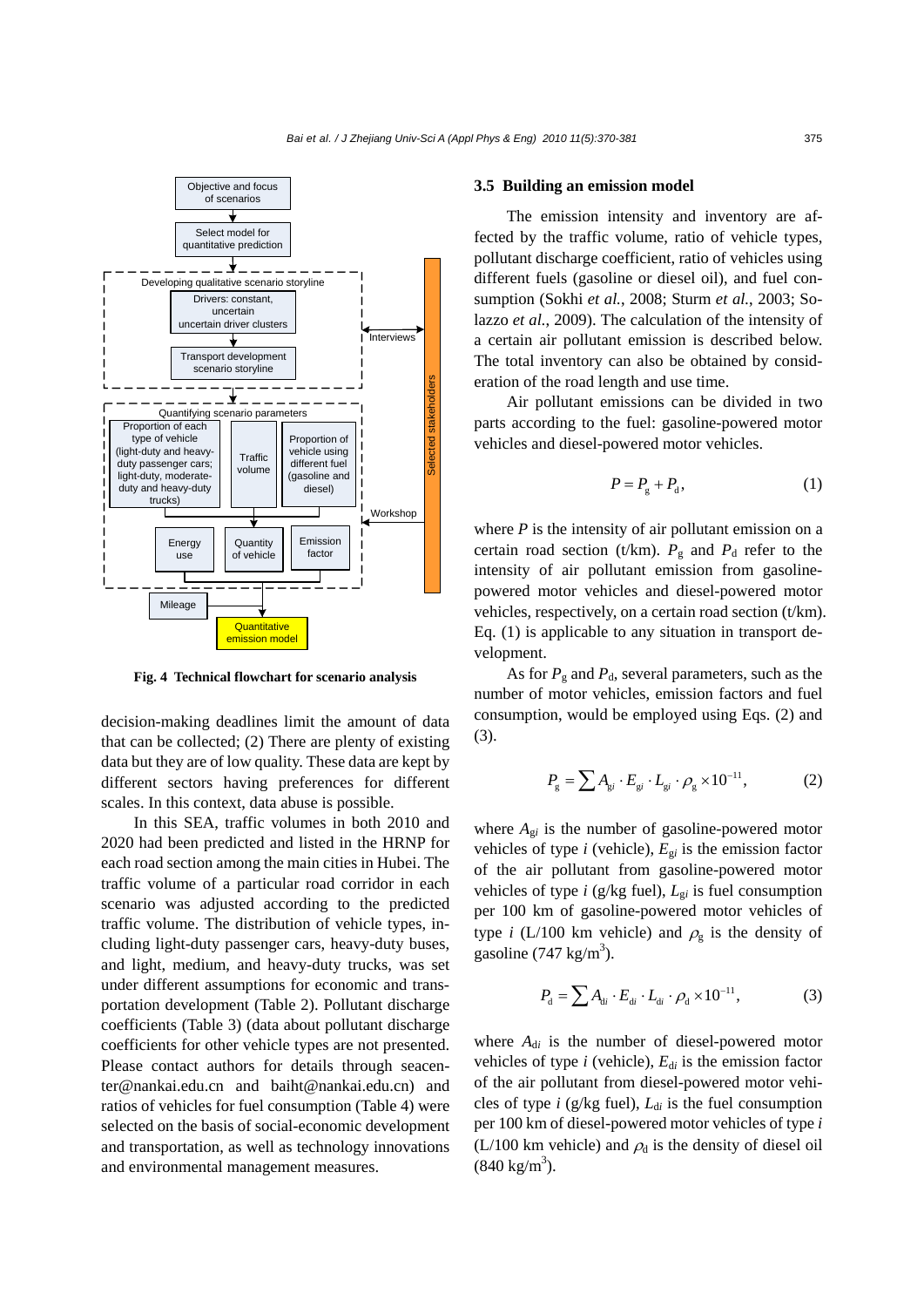Fig. 4 Technical flowchart for scenario analysis

decision-making deadlines limit the amount of data that can be collected; (2) There are plenty of existing data but they are of low quality. These data are kept by different sectors having preferences for different scales. In this context, data abuse is possible.

In this SEA, traffic volumes in both 2010 and 2020 had been predicted and listed in the HRNP for each road section among the main cities in Hubei. The traffic volume of a particular road corridor in each scenario was adjusted according to the predicted traffic volume. The distribution of vehicle types, including light-duty passenger cars, heavy-duty buses, and light, medium, and heavy-duty trucks, was set under different assumptions for economic and transportation development (Table 2). Pollutant discharge coefficients (Table 3) (data about pollutant discharge coefficients for other vehicle types are not presented. Please contact authors for details through seacenter@nankai.edu.cn and baiht@nankai.edu.cn) and ratios of vehicles for fuel consumption (Table 4) were selected on the basis of social-economic development and transportation, as well as technology innovations and environmental management measures.

### 3.5 Building an emission model

The emission intensity and inventory are affected by the traffic volume, ratio of vehicle types, pollutant discharge coefficient, ratio of vehicles using different fuels (gasoline or diesel oil), and fuel consumption (Sokhi *et al.*, 2008; Sturm *et al.*, 2003; Solazzo *et al.*, 2009). The calculation of the intensity of a certain air pollutant emission is described below. The total inventory can also be obtained by consideration of the road length and use time.

Air pollutant emissions can be divided in two parts according to the fuel: gasoline-powered motor vehicles and diesel-powered motor vehicles.

$$P = P_{\mathrm{g}} + P_{\mathrm{d}}, \tag{1}$$

where $P$ is the intensity of air pollutant emission on a certain road section (t/km). $P_{\mathrm{g}}$ and $P_{\mathrm{d}}$ refer to the intensity of air pollutant emission from gasoline-powered motor vehicles and diesel-powered motor vehicles, respectively, on a certain road section (t/km). Eq. (1) is applicable to any situation in transport development.

As for $P_{\mathrm{g}}$ and $P_{\mathrm{d}}$, several parameters, such as the number of motor vehicles, emission factors and fuel consumption, would be employed using Eqs. (2) and (3).

$$P_{\mathrm{g}} = \sum A_{\mathrm{g}i} \cdot E_{\mathrm{g}i} \cdot L_{\mathrm{g}i} \cdot \rho_{\mathrm{g}} \times 10^{-11}, \tag{2}$$

where $A_{\mathrm{g}i}$ is the number of gasoline-powered motor vehicles of type $i$ (vehicle), $E_{\mathrm{g}i}$ is the emission factor of the air pollutant from gasoline-powered motor vehicles of type $i$ (g/kg fuel), $L_{\mathrm{g}i}$ is fuel consumption per 100 km of gasoline-powered motor vehicles of type $i$ (L/100 km vehicle) and $\rho_{\mathrm{g}}$ is the density of gasoline (747 kg/m$^3$).

$$P_{\mathrm{d}} = \sum A_{\mathrm{d}i} \cdot E_{\mathrm{d}i} \cdot L_{\mathrm{d}i} \cdot \rho_{\mathrm{d}} \times 10^{-11}, \tag{3}$$

where $A_{\mathrm{d}i}$ is the number of diesel-powered motor vehicles of type $i$ (vehicle), $E_{\mathrm{d}i}$ is the emission factor of the air pollutant from diesel-powered motor vehicles of type $i$ (g/kg fuel), $L_{\mathrm{d}i}$ is the fuel consumption per 100 km of diesel-powered motor vehicles of type $i$ (L/100 km vehicle) and $\rho_{\mathrm{d}}$ is the density of diesel oil (840 kg/m$^3$).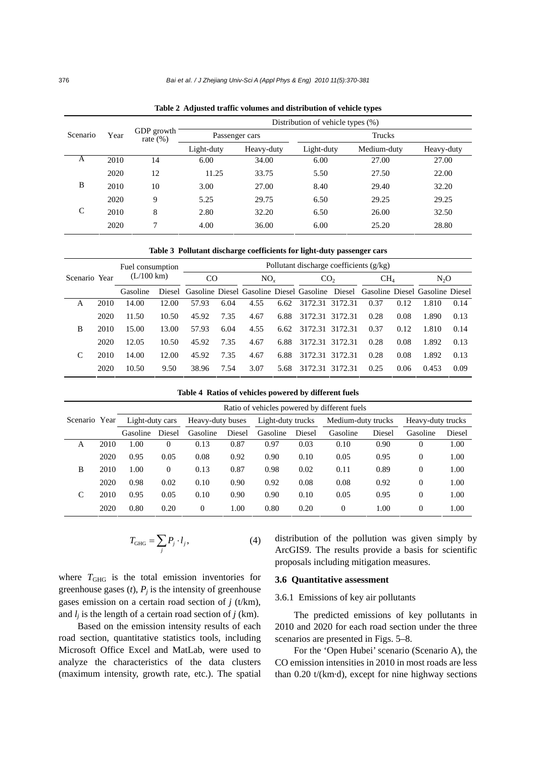**Table 2 Adjusted traffic volumes and distribution of vehicle types**

| Scenario | Year | GDP growth rate (%) | Distribution of vehicle types (%) | | | | |
|---|---|---|---|---|---|---|---|
| | | | Passenger cars | | Trucks | | |
| | | | Light-duty | Heavy-duty | Light-duty | Medium-duty | Heavy-duty |
| A | 2010 | 14 | 6.00 | 34.00 | 6.00 | 27.00 | 27.00 |
| | 2020 | 12 | 11.25 | 33.75 | 5.50 | 27.50 | 22.00 |
| B | 2010 | 10 | 3.00 | 27.00 | 8.40 | 29.40 | 32.20 |
| | 2020 | 9 | 5.25 | 29.75 | 6.50 | 29.25 | 29.25 |
| C | 2010 | 8 | 2.80 | 32.20 | 6.50 | 26.00 | 32.50 |
| | 2020 | 7 | 4.00 | 36.00 | 6.00 | 25.20 | 28.80 |

**Table 3 Pollutant discharge coefficients for light-duty passenger cars**

| Scenario | Year | Fuel consumption (L/100 km) | | Pollutant discharge coefficients (g/kg) | | | | | | | | | |
|---|---|---|---|---|---|---|---|---|---|---|---|---|---|
| | | | | CO | | $NO_x$ | | $CO_2$ | | $CH_4$ | | $N_2O$ | |
| | | Gasoline | Diesel | Gasoline | Diesel | Gasoline | Diesel | Gasoline | Diesel | Gasoline | Diesel | Gasoline | Diesel |
| A | 2010 | 14.00 | 12.00 | 57.93 | 6.04 | 4.55 | 6.62 | 3172.31 | 3172.31 | 0.37 | 0.12 | 1.810 | 0.14 |
| | 2020 | 11.50 | 10.50 | 45.92 | 7.35 | 4.67 | 6.88 | 3172.31 | 3172.31 | 0.28 | 0.08 | 1.890 | 0.13 |
| B | 2010 | 15.00 | 13.00 | 57.93 | 6.04 | 4.55 | 6.62 | 3172.31 | 3172.31 | 0.37 | 0.12 | 1.810 | 0.14 |
| | 2020 | 12.05 | 10.50 | 45.92 | 7.35 | 4.67 | 6.88 | 3172.31 | 3172.31 | 0.28 | 0.08 | 1.892 | 0.13 |
| C | 2010 | 14.00 | 12.00 | 45.92 | 7.35 | 4.67 | 6.88 | 3172.31 | 3172.31 | 0.28 | 0.08 | 1.892 | 0.13 |
| | 2020 | 10.50 | 9.50 | 38.96 | 7.54 | 3.07 | 5.68 | 3172.31 | 3172.31 | 0.25 | 0.06 | 0.453 | 0.09 |

**Table 4 Ratios of vehicles powered by different fuels**

| Scenario | Year | Ratio of vehicles powered by different fuels | | | | | | | | | |
|---|---|---|---|---|---|---|---|---|---|---|---|
| | | Light-duty cars | | Heavy-duty buses | | Light-duty trucks | | Medium-duty trucks | | Heavy-duty trucks | |
| | | Gasoline | Diesel | Gasoline | Diesel | Gasoline | Diesel | Gasoline | Diesel | Gasoline | Diesel |
| A | 2010 | 1.00 | 0 | 0.13 | 0.87 | 0.97 | 0.03 | 0.10 | 0.90 | 0 | 1.00 |
| | 2020 | 0.95 | 0.05 | 0.08 | 0.92 | 0.90 | 0.10 | 0.05 | 0.95 | 0 | 1.00 |
| B | 2010 | 1.00 | 0 | 0.13 | 0.87 | 0.98 | 0.02 | 0.11 | 0.89 | 0 | 1.00 |
| | 2020 | 0.98 | 0.02 | 0.10 | 0.90 | 0.92 | 0.08 | 0.08 | 0.92 | 0 | 1.00 |
| C | 2010 | 0.95 | 0.05 | 0.10 | 0.90 | 0.90 | 0.10 | 0.05 | 0.95 | 0 | 1.00 |
| | 2020 | 0.80 | 0.20 | 0 | 1.00 | 0.80 | 0.20 | 0 | 1.00 | 0 | 1.00 |

$$T_{\mathrm{GHG}} = \sum_j P_j \cdot l_j, \tag{4}$$

where $T_{\mathrm{GHG}}$ is the total emission inventories for greenhouse gases ($t$), $P_j$ is the intensity of greenhouse gases emission on a certain road section of $j$ (t/km), and $l_j$ is the length of a certain road section of $j$ (km).

Based on the emission intensity results of each road section, quantitative statistics tools, including Microsoft Office Excel and MatLab, were used to analyze the characteristics of the data clusters (maximum intensity, growth rate, etc.). The spatial distribution of the pollution was given simply by ArcGIS9. The results provide a basis for scientific proposals including mitigation measures.

### 3.6 Quantitative assessment

#### 3.6.1 Emissions of key air pollutants

The predicted emissions of key pollutants in 2010 and 2020 for each road section under the three scenarios are presented in Figs. 5–8.

For the 'Open Hubei' scenario (Scenario A), the CO emission intensities in 2010 in most roads are less than 0.20 t/(km·d), except for nine highway sections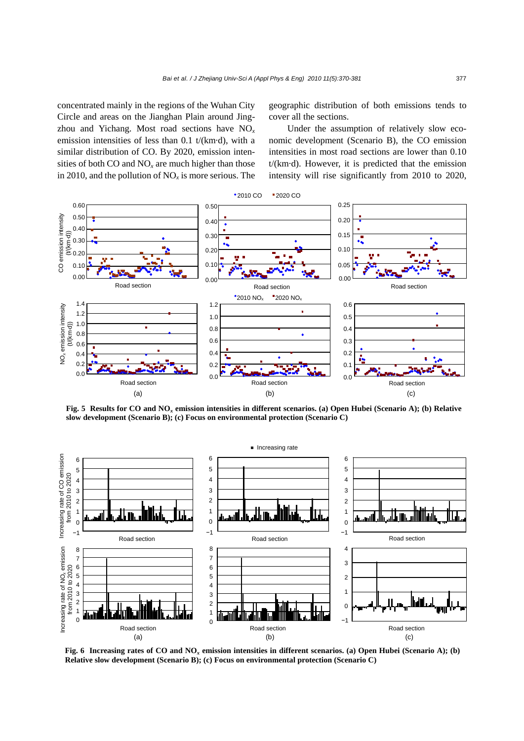concentrated mainly in the regions of the Wuhan City Circle and areas on the Jianghan Plain around Jingzhou and Yichang. Most road sections have $NO_x$ emission intensities of less than 0.1 t/(km·d), with a similar distribution of CO. By 2020, emission intensities of both CO and $NO_x$ are much higher than those in 2010, and the pollution of $NO_x$ is more serious. The geographic distribution of both emissions tends to cover all the sections.

Under the assumption of relatively slow economic development (Scenario B), the CO emission intensities in most road sections are lower than 0.10 t/(km·d). However, it is predicted that the emission intensity will rise significantly from 2010 to 2020,

**Fig. 5 Results for CO and $NO_x$ emission intensities in different scenarios. (a) Open Hubei (Scenario A); (b) Relative slow development (Scenario B); (c) Focus on environmental protection (Scenario C)**

**Fig. 6 Increasing rates of CO and $NO_x$ emission intensities in different scenarios. (a) Open Hubei (Scenario A); (b) Relative slow development (Scenario B); (c) Focus on environmental protection (Scenario C)**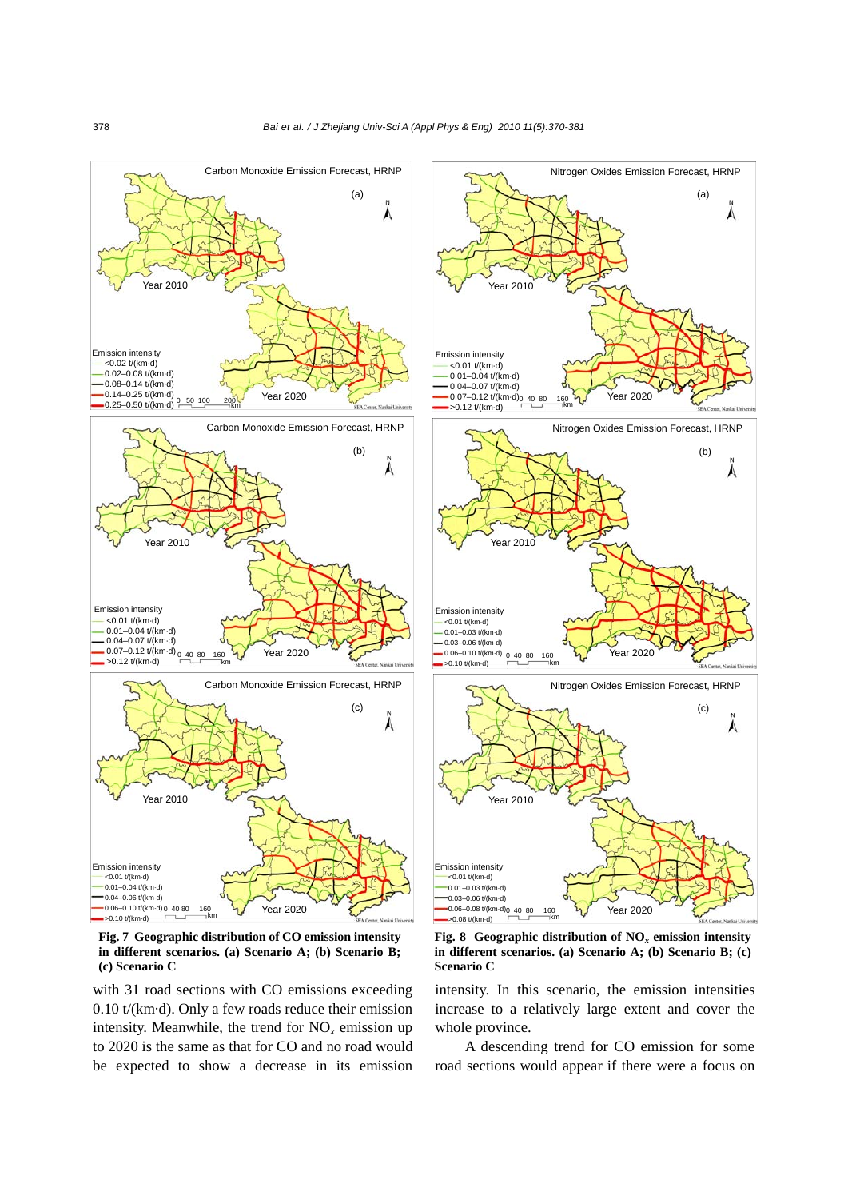**Fig. 7 Geographic distribution of CO emission intensity in different scenarios. (a) Scenario A; (b) Scenario B; (c) Scenario C**

**Fig. 8 Geographic distribution of $NO_x$ emission intensity in different scenarios. (a) Scenario A; (b) Scenario B; (c) Scenario C**

with 31 road sections with CO emissions exceeding 0.10 t/(km·d). Only a few roads reduce their emission intensity. Meanwhile, the trend for $NO_x$ emission up to 2020 is the same as that for CO and no road would be expected to show a decrease in its emission intensity. In this scenario, the emission intensities increase to a relatively large extent and cover the whole province.

A descending trend for CO emission for some road sections would appear if there were a focus on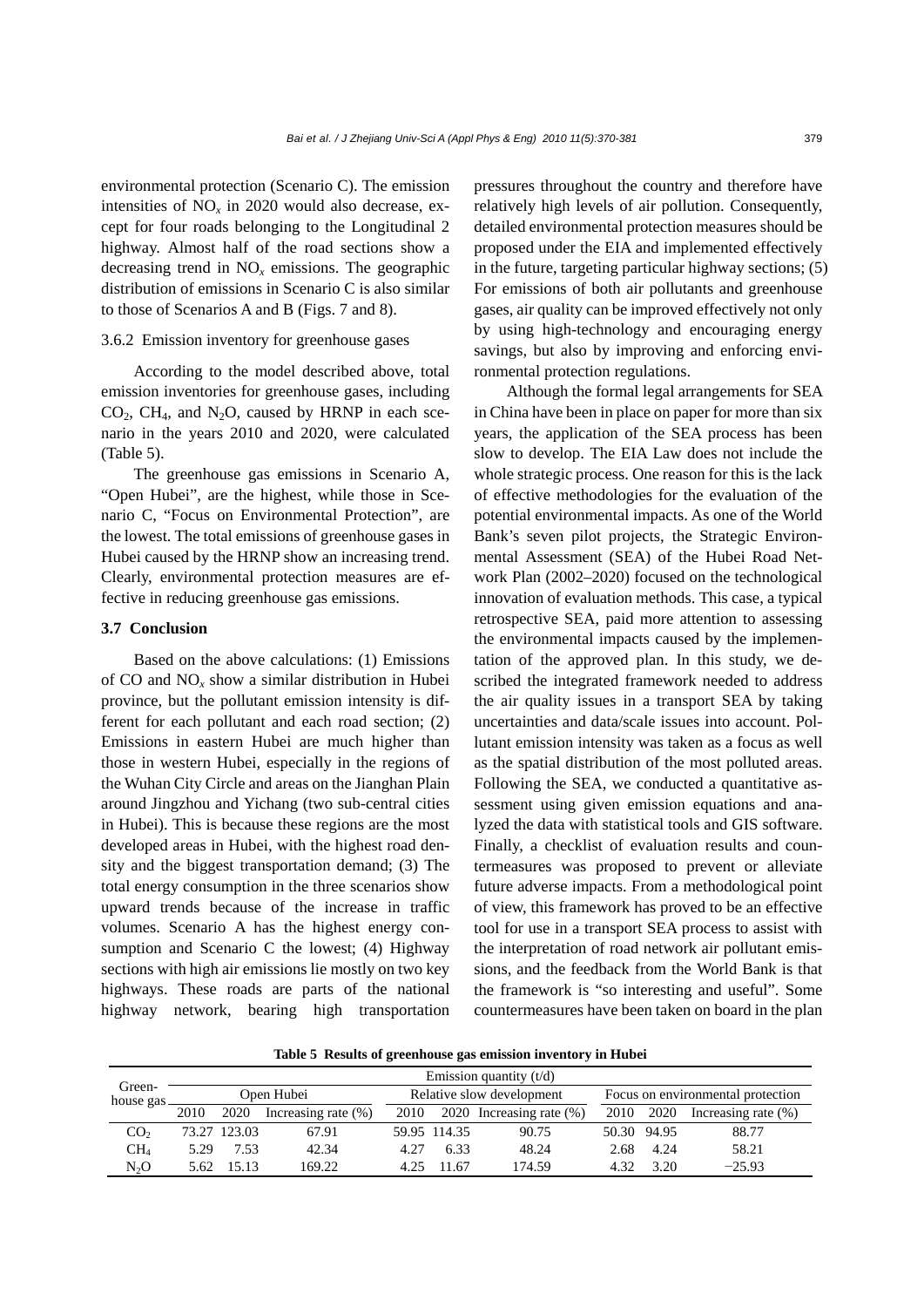environmental protection (Scenario C). The emission intensities of $NO_x$ in 2020 would also decrease, except for four roads belonging to the Longitudinal 2 highway. Almost half of the road sections show a decreasing trend in $NO_x$ emissions. The geographic distribution of emissions in Scenario C is also similar to those of Scenarios A and B (Figs. 7 and 8).

#### 3.6.2 Emission inventory for greenhouse gases

According to the model described above, total emission inventories for greenhouse gases, including $CO_2$, $CH_4$, and $N_2O$, caused by HRNP in each scenario in the years 2010 and 2020, were calculated (Table 5).

The greenhouse gas emissions in Scenario A, "Open Hubei", are the highest, while those in Scenario C, "Focus on Environmental Protection", are the lowest. The total emissions of greenhouse gases in Hubei caused by the HRNP show an increasing trend. Clearly, environmental protection measures are effective in reducing greenhouse gas emissions.

### 3.7 Conclusion

Based on the above calculations: (1) Emissions of CO and $NO_x$ show a similar distribution in Hubei province, but the pollutant emission intensity is different for each pollutant and each road section; (2) Emissions in eastern Hubei are much higher than those in western Hubei, especially in the regions of the Wuhan City Circle and areas on the Jianghan Plain around Jingzhou and Yichang (two sub-central cities in Hubei). This is because these regions are the most developed areas in Hubei, with the highest road density and the biggest transportation demand; (3) The total energy consumption in the three scenarios show upward trends because of the increase in traffic volumes. Scenario A has the highest energy consumption and Scenario C the lowest; (4) Highway sections with high air emissions lie mostly on two key highways. These roads are parts of the national highway network, bearing high transportation pressures throughout the country and therefore have relatively high levels of air pollution. Consequently, detailed environmental protection measures should be proposed under the EIA and implemented effectively in the future, targeting particular highway sections; (5) For emissions of both air pollutants and greenhouse gases, air quality can be improved effectively not only by using high-technology and encouraging energy savings, but also by improving and enforcing environmental protection regulations.

Although the formal legal arrangements for SEA in China have been in place on paper for more than six years, the application of the SEA process has been slow to develop. The EIA Law does not include the whole strategic process. One reason for this is the lack of effective methodologies for the evaluation of the potential environmental impacts. As one of the World Bank's seven pilot projects, the Strategic Environmental Assessment (SEA) of the Hubei Road Network Plan (2002–2020) focused on the technological innovation of evaluation methods. This case, a typical retrospective SEA, paid more attention to assessing the environmental impacts caused by the implementation of the approved plan. In this study, we described the integrated framework needed to address the air quality issues in a transport SEA by taking uncertainties and data/scale issues into account. Pollutant emission intensity was taken as a focus as well as the spatial distribution of the most polluted areas. Following the SEA, we conducted a quantitative assessment using given emission equations and analyzed the data with statistical tools and GIS software. Finally, a checklist of evaluation results and countermeasures was proposed to prevent or alleviate future adverse impacts. From a methodological point of view, this framework has proved to be an effective tool for use in a transport SEA process to assist with the interpretation of road network air pollutant emissions, and the feedback from the World Bank is that the framework is "so interesting and useful". Some countermeasures have been taken on board in the plan

**Table 5 Results of greenhouse gas emission inventory in Hubei**

| Greenhouse gas | Emission quantity (t/d) | | | | | | | | |
|---|---|---|---|---|---|---|---|---|---|
| | Open Hubei | | | Relative slow development | | | Focus on environmental protection | | |
| | 2010 | 2020 | Increasing rate (%) | 2010 | 2020 | Increasing rate (%) | 2010 | 2020 | Increasing rate (%) |
| $CO_2$ | 73.27 | 123.03 | 67.91 | 59.95 | 114.35 | 90.75 | 50.30 | 94.95 | 88.77 |
| $CH_4$ | 5.29 | 7.53 | 42.34 | 4.27 | 6.33 | 48.24 | 2.68 | 4.24 | 58.21 |
| $N_2O$ | 5.62 | 15.13 | 169.22 | 4.25 | 11.67 | 174.59 | 4.32 | 3.20 | −25.93 |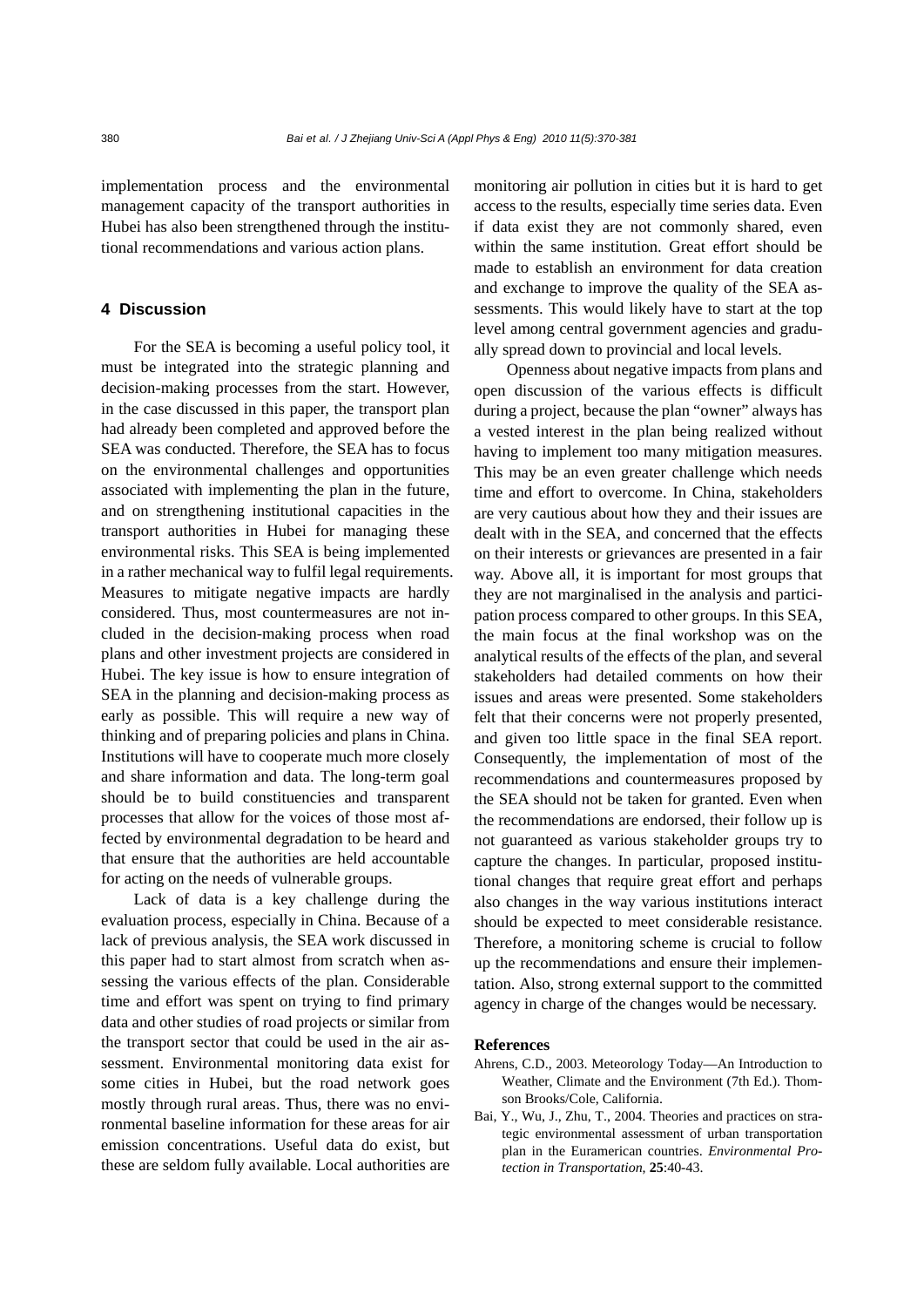implementation process and the environmental management capacity of the transport authorities in Hubei has also been strengthened through the institutional recommendations and various action plans.

## 4 Discussion

For the SEA is becoming a useful policy tool, it must be integrated into the strategic planning and decision-making processes from the start. However, in the case discussed in this paper, the transport plan had already been completed and approved before the SEA was conducted. Therefore, the SEA has to focus on the environmental challenges and opportunities associated with implementing the plan in the future, and on strengthening institutional capacities in the transport authorities in Hubei for managing these environmental risks. This SEA is being implemented in a rather mechanical way to fulfil legal requirements. Measures to mitigate negative impacts are hardly considered. Thus, most countermeasures are not included in the decision-making process when road plans and other investment projects are considered in Hubei. The key issue is how to ensure integration of SEA in the planning and decision-making process as early as possible. This will require a new way of thinking and of preparing policies and plans in China. Institutions will have to cooperate much more closely and share information and data. The long-term goal should be to build constituencies and transparent processes that allow for the voices of those most affected by environmental degradation to be heard and that ensure that the authorities are held accountable for acting on the needs of vulnerable groups.

Lack of data is a key challenge during the evaluation process, especially in China. Because of a lack of previous analysis, the SEA work discussed in this paper had to start almost from scratch when assessing the various effects of the plan. Considerable time and effort was spent on trying to find primary data and other studies of road projects or similar from the transport sector that could be used in the air assessment. Environmental monitoring data exist for some cities in Hubei, but the road network goes mostly through rural areas. Thus, there was no environmental baseline information for these areas for air emission concentrations. Useful data do exist, but these are seldom fully available. Local authorities are monitoring air pollution in cities but it is hard to get access to the results, especially time series data. Even if data exist they are not commonly shared, even within the same institution. Great effort should be made to establish an environment for data creation and exchange to improve the quality of the SEA assessments. This would likely have to start at the top level among central government agencies and gradually spread down to provincial and local levels.

Openness about negative impacts from plans and open discussion of the various effects is difficult during a project, because the plan "owner" always has a vested interest in the plan being realized without having to implement too many mitigation measures. This may be an even greater challenge which needs time and effort to overcome. In China, stakeholders are very cautious about how they and their issues are dealt with in the SEA, and concerned that the effects on their interests or grievances are presented in a fair way. Above all, it is important for most groups that they are not marginalised in the analysis and participation process compared to other groups. In this SEA, the main focus at the final workshop was on the analytical results of the effects of the plan, and several stakeholders had detailed comments on how their issues and areas were presented. Some stakeholders felt that their concerns were not properly presented, and given too little space in the final SEA report. Consequently, the implementation of most of the recommendations and countermeasures proposed by the SEA should not be taken for granted. Even when the recommendations are endorsed, their follow up is not guaranteed as various stakeholder groups try to capture the changes. In particular, proposed institutional changes that require great effort and perhaps also changes in the way various institutions interact should be expected to meet considerable resistance. Therefore, a monitoring scheme is crucial to follow up the recommendations and ensure their implementation. Also, strong external support to the committed agency in charge of the changes would be necessary.

## References

Ahrens, C.D., 2003. Meteorology Today—An Introduction to Weather, Climate and the Environment (7th Ed.). Thomson Brooks/Cole, California.

Bai, Y., Wu, J., Zhu, T., 2004. Theories and practices on strategic environmental assessment of urban transportation plan in the Euramerican countries. *Environmental Protection in Transportation*, **25**:40-43.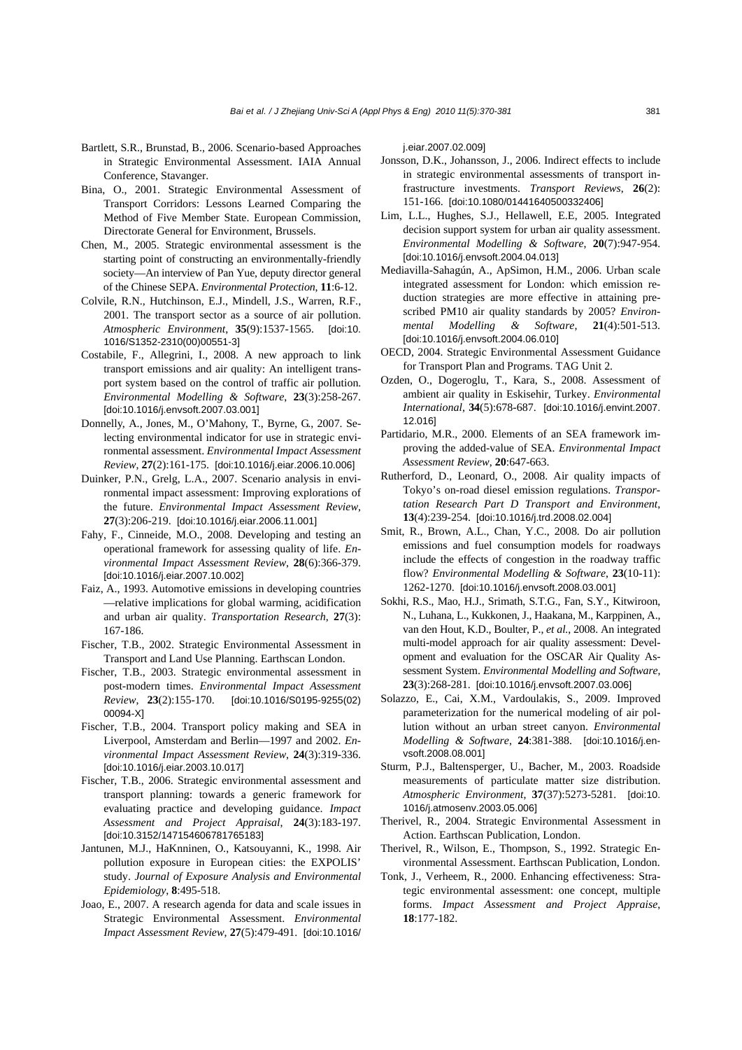Bartlett, S.R., Brunstad, B., 2006. Scenario-based Approaches in Strategic Environmental Assessment. IAIA Annual Conference, Stavanger.

Bina, O., 2001. Strategic Environmental Assessment of Transport Corridors: Lessons Learned Comparing the Method of Five Member State. European Commission, Directorate General for Environment, Brussels.

Chen, M., 2005. Strategic environmental assessment is the starting point of constructing an environmentally-friendly society—An interview of Pan Yue, deputy director general of the Chinese SEPA. *Environmental Protection*, **11**:6-12.

Colvile, R.N., Hutchinson, E.J., Mindell, J.S., Warren, R.F., 2001. The transport sector as a source of air pollution. *Atmospheric Environment*, **35**(9):1537-1565. [doi:10.1016/S1352-2310(00)00551-3]

Costabile, F., Allegrini, I., 2008. A new approach to link transport emissions and air quality: An intelligent transport system based on the control of traffic air pollution. *Environmental Modelling & Software*, **23**(3):258-267. [doi:10.1016/j.envsoft.2007.03.001]

Donnelly, A., Jones, M., O'Mahony, T., Byrne, G., 2007. Selecting environmental indicator for use in strategic environmental assessment. *Environmental Impact Assessment Review*, **27**(2):161-175. [doi:10.1016/j.eiar.2006.10.006]

Duinker, P.N., Grelg, L.A., 2007. Scenario analysis in environmental impact assessment: Improving explorations of the future. *Environmental Impact Assessment Review*, **27**(3):206-219. [doi:10.1016/j.eiar.2006.11.001]

Fahy, F., Cinneide, M.O., 2008. Developing and testing an operational framework for assessing quality of life. *Environmental Impact Assessment Review*, **28**(6):366-379. [doi:10.1016/j.eiar.2007.10.002]

Faiz, A., 1993. Automotive emissions in developing countries—relative implications for global warming, acidification and urban air quality. *Transportation Research*, **27**(3): 167-186.

Fischer, T.B., 2002. Strategic Environmental Assessment in Transport and Land Use Planning. Earthscan London.

Fischer, T.B., 2003. Strategic environmental assessment in post-modern times. *Environmental Impact Assessment Review*, **23**(2):155-170. [doi:10.1016/S0195-9255(02)00094-X]

Fischer, T.B., 2004. Transport policy making and SEA in Liverpool, Amsterdam and Berlin—1997 and 2002. *Environmental Impact Assessment Review*, **24**(3):319-336. [doi:10.1016/j.eiar.2003.10.017]

Fischer, T.B., 2006. Strategic environmental assessment and transport planning: towards a generic framework for evaluating practice and developing guidance. *Impact Assessment and Project Appraisal*, **24**(3):183-197. [doi:10.3152/147154606781765183]

Jantunen, M.J., HaKnninen, O., Katsouyanni, K., 1998. Air pollution exposure in European cities: the EXPOLIS' study. *Journal of Exposure Analysis and Environmental Epidemiology*, **8**:495-518.

Joao, E., 2007. A research agenda for data and scale issues in Strategic Environmental Assessment. *Environmental Impact Assessment Review*, **27**(5):479-491. [doi:10.1016/j.eiar.2007.02.009]

Jonsson, D.K., Johansson, J., 2006. Indirect effects to include in strategic environmental assessments of transport infrastructure investments. *Transport Reviews*, **26**(2): 151-166. [doi:10.1080/01441640500332406]

Lim, L.L., Hughes, S.J., Hellawell, E.E, 2005. Integrated decision support system for urban air quality assessment. *Environmental Modelling & Software*, **20**(7):947-954. [doi:10.1016/j.envsoft.2004.04.013]

Mediavilla-Sahagún, A., ApSimon, H.M., 2006. Urban scale integrated assessment for London: which emission reduction strategies are more effective in attaining prescribed PM10 air quality standards by 2005? *Environmental Modelling & Software*, **21**(4):501-513. [doi:10.1016/j.envsoft.2004.06.010]

OECD, 2004. Strategic Environmental Assessment Guidance for Transport Plan and Programs. TAG Unit 2.

Ozden, O., Dogeroglu, T., Kara, S., 2008. Assessment of ambient air quality in Eskisehir, Turkey. *Environmental International*, **34**(5):678-687. [doi:10.1016/j.envint.2007.12.016]

Partidario, M.R., 2000. Elements of an SEA framework improving the added-value of SEA. *Environmental Impact Assessment Review*, **20**:647-663.

Rutherford, D., Leonard, O., 2008. Air quality impacts of Tokyo's on-road diesel emission regulations. *Transportation Research Part D Transport and Environment*, **13**(4):239-254. [doi:10.1016/j.trd.2008.02.004]

Smit, R., Brown, A.L., Chan, Y.C., 2008. Do air pollution emissions and fuel consumption models for roadways include the effects of congestion in the roadway traffic flow? *Environmental Modelling & Software*, **23**(10-11): 1262-1270. [doi:10.1016/j.envsoft.2008.03.001]

Sokhi, R.S., Mao, H.J., Srimath, S.T.G., Fan, S.Y., Kitwiroon, N., Luhana, L., Kukkonen, J., Haakana, M., Karppinen, A., van den Hout, K.D., Boulter, P., *et al.*, 2008. An integrated multi-model approach for air quality assessment: Development and evaluation for the OSCAR Air Quality Assessment System. *Environmental Modelling and Software*, **23**(3):268-281. [doi:10.1016/j.envsoft.2007.03.006]

Solazzo, E., Cai, X.M., Vardoulakis, S., 2009. Improved parameterization for the numerical modeling of air pollution without an urban street canyon. *Environmental Modelling & Software*, **24**:381-388. [doi:10.1016/j.envsoft.2008.08.001]

Sturm, P.J., Baltensperger, U., Bacher, M., 2003. Roadside measurements of particulate matter size distribution. *Atmospheric Environment*, **37**(37):5273-5281. [doi:10.1016/j.atmosenv.2003.05.006]

Therivel, R., 2004. Strategic Environmental Assessment in Action. Earthscan Publication, London.

Therivel, R., Wilson, E., Thompson, S., 1992. Strategic Environmental Assessment. Earthscan Publication, London.

Tonk, J., Verheem, R., 2000. Enhancing effectiveness: Strategic environmental assessment: one concept, multiple forms. *Impact Assessment and Project Appraise*, **18**:177-182.